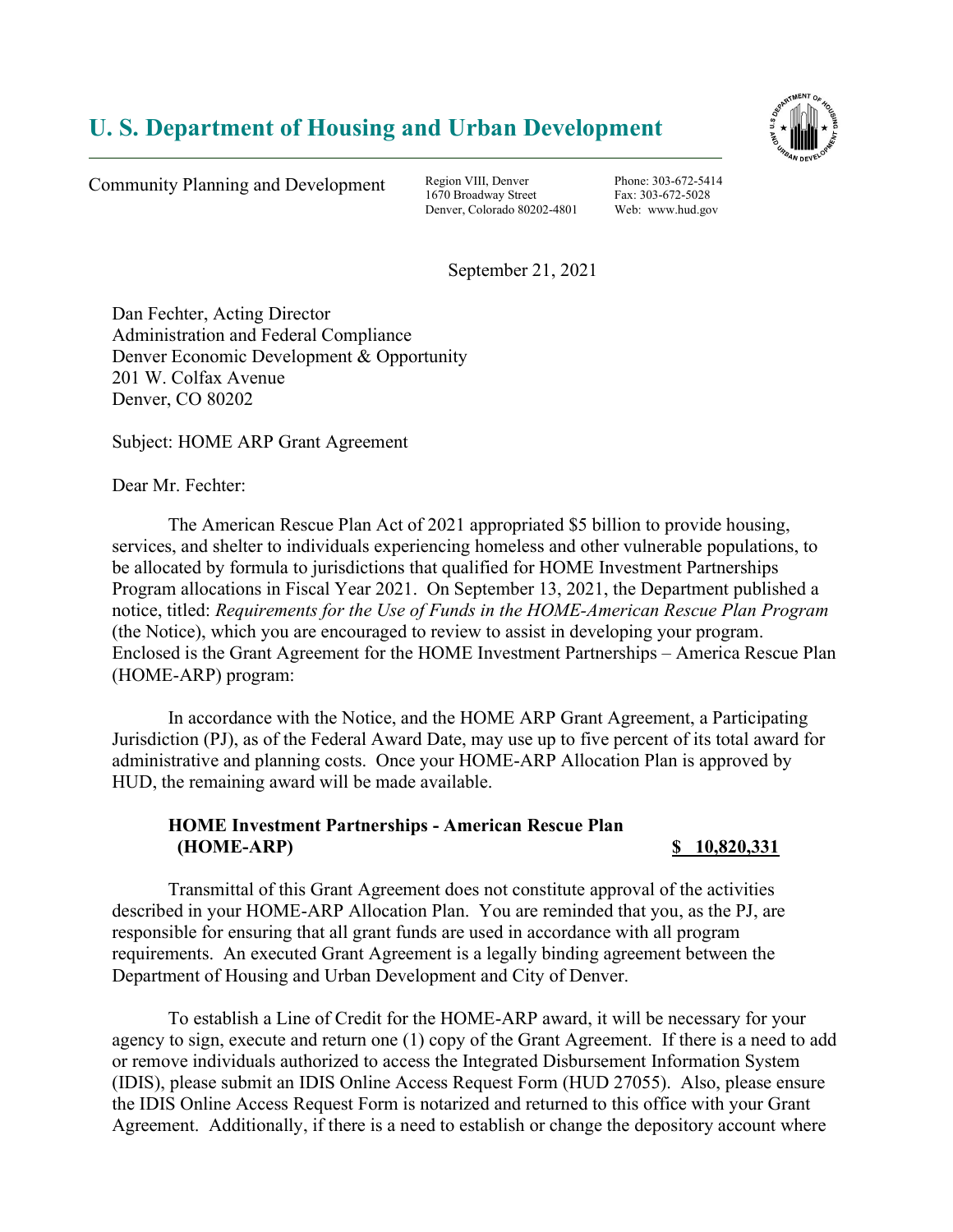# U. S. Department of Housing and Urban Development

Community Planning and Development

Region VIII, Denver
1670 Broadway Street
Denver, Colorado 80202-4801

Phone: 303-672-5414
Fax: 303-672-5028
Web: www.hud.gov

September 21, 2021

Dan Fechter, Acting Director
Administration and Federal Compliance
Denver Economic Development & Opportunity
201 W. Colfax Avenue
Denver, CO 80202

Subject: HOME ARP Grant Agreement

Dear Mr. Fechter:

The American Rescue Plan Act of 2021 appropriated $5 billion to provide housing, services, and shelter to individuals experiencing homeless and other vulnerable populations, to be allocated by formula to jurisdictions that qualified for HOME Investment Partnerships Program allocations in Fiscal Year 2021. On September 13, 2021, the Department published a notice, titled: *Requirements for the Use of Funds in the HOME-American Rescue Plan Program* (the Notice), which you are encouraged to review to assist in developing your program. Enclosed is the Grant Agreement for the HOME Investment Partnerships – America Rescue Plan (HOME-ARP) program:

In accordance with the Notice, and the HOME ARP Grant Agreement, a Participating Jurisdiction (PJ), as of the Federal Award Date, may use up to five percent of its total award for administrative and planning costs. Once your HOME-ARP Allocation Plan is approved by HUD, the remaining award will be made available.

**HOME Investment Partnerships - American Rescue Plan (HOME-ARP)** **$ 10,820,331**

Transmittal of this Grant Agreement does not constitute approval of the activities described in your HOME-ARP Allocation Plan. You are reminded that you, as the PJ, are responsible for ensuring that all grant funds are used in accordance with all program requirements. An executed Grant Agreement is a legally binding agreement between the Department of Housing and Urban Development and City of Denver.

To establish a Line of Credit for the HOME-ARP award, it will be necessary for your agency to sign, execute and return one (1) copy of the Grant Agreement. If there is a need to add or remove individuals authorized to access the Integrated Disbursement Information System (IDIS), please submit an IDIS Online Access Request Form (HUD 27055). Also, please ensure the IDIS Online Access Request Form is notarized and returned to this office with your Grant Agreement. Additionally, if there is a need to establish or change the depository account where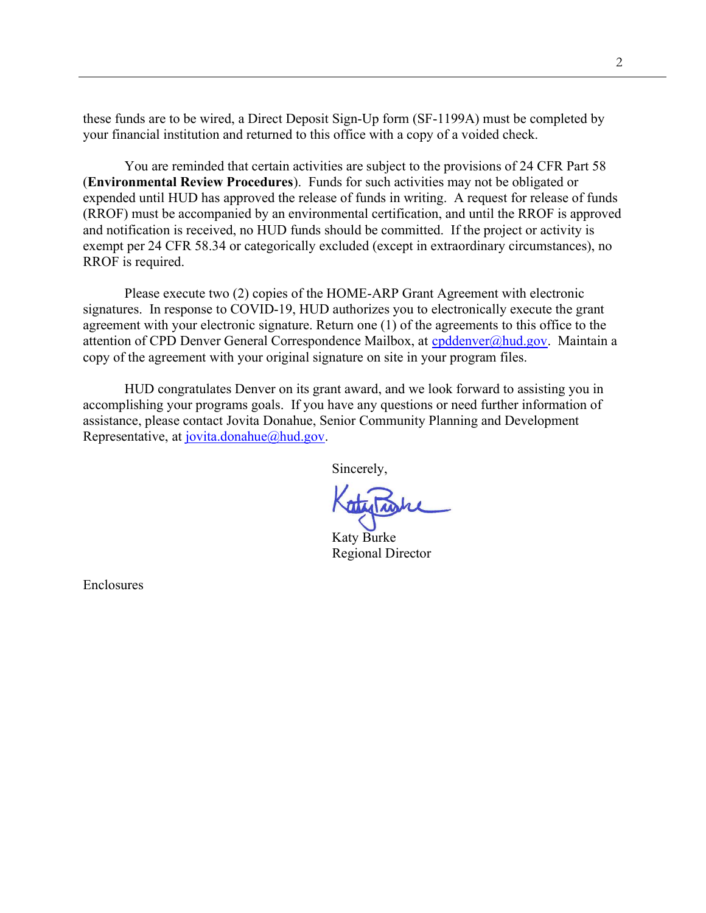these funds are to be wired, a Direct Deposit Sign-Up form (SF-1199A) must be completed by your financial institution and returned to this office with a copy of a voided check.

You are reminded that certain activities are subject to the provisions of 24 CFR Part 58 (**Environmental Review Procedures**). Funds for such activities may not be obligated or expended until HUD has approved the release of funds in writing. A request for release of funds (RROF) must be accompanied by an environmental certification, and until the RROF is approved and notification is received, no HUD funds should be committed. If the project or activity is exempt per 24 CFR 58.34 or categorically excluded (except in extraordinary circumstances), no RROF is required.

Please execute two (2) copies of the HOME-ARP Grant Agreement with electronic signatures. In response to COVID-19, HUD authorizes you to electronically execute the grant agreement with your electronic signature. Return one (1) of the agreements to this office to the attention of CPD Denver General Correspondence Mailbox, at cpddenver@hud.gov. Maintain a copy of the agreement with your original signature on site in your program files.

HUD congratulates Denver on its grant award, and we look forward to assisting you in accomplishing your programs goals. If you have any questions or need further information of assistance, please contact Jovita Donahue, Senior Community Planning and Development Representative, at jovita.donahue@hud.gov.

Sincerely,

Katy Burke
Regional Director

Enclosures